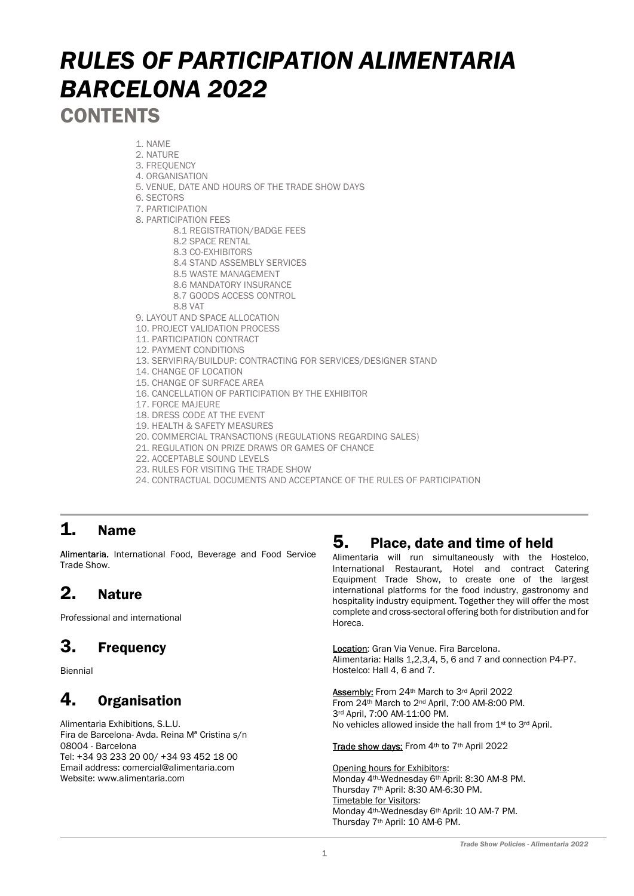# *RULES OF PARTICIPATION ALIMENTARIA BARCELONA 2022*

## CONTENTS

1. NAME
2. NATURE
3. FREQUENCY
4. ORGANISATION
5. VENUE, DATE AND HOURS OF THE TRADE SHOW DAYS
6. SECTORS
7. PARTICIPATION
8. PARTICIPATION FEES
   - 8.1 REGISTRATION/BADGE FEES
   - 8.2 SPACE RENTAL
   - 8.3 CO-EXHIBITORS
   - 8.4 STAND ASSEMBLY SERVICES
   - 8.5 WASTE MANAGEMENT
   - 8.6 MANDATORY INSURANCE
   - 8.7 GOODS ACCESS CONTROL
   - 8.8 VAT
9. LAYOUT AND SPACE ALLOCATION
10. PROJECT VALIDATION PROCESS
11. PARTICIPATION CONTRACT
12. PAYMENT CONDITIONS
13. SERVIFIRA/BUILDUP: CONTRACTING FOR SERVICES/DESIGNER STAND
14. CHANGE OF LOCATION
15. CHANGE OF SURFACE AREA
16. CANCELLATION OF PARTICIPATION BY THE EXHIBITOR
17. FORCE MAJEURE
18. DRESS CODE AT THE EVENT
19. HEALTH & SAFETY MEASURES
20. COMMERCIAL TRANSACTIONS (REGULATIONS REGARDING SALES)
21. REGULATION ON PRIZE DRAWS OR GAMES OF CHANCE
22. ACCEPTABLE SOUND LEVELS
23. RULES FOR VISITING THE TRADE SHOW
24. CONTRACTUAL DOCUMENTS AND ACCEPTANCE OF THE RULES OF PARTICIPATION

## 1. Name

**Alimentaria.** International Food, Beverage and Food Service Trade Show.

## 2. Nature

Professional and international

## 3. Frequency

Biennial

## 4. Organisation

Alimentaria Exhibitions, S.L.U.
Fira de Barcelona- Avda. Reina Mª Cristina s/n
08004 - Barcelona
Tel: +34 93 233 20 00/ +34 93 452 18 00
Email address: comercial@alimentaria.com
Website: www.alimentaria.com

## 5. Place, date and time of held

Alimentaria will run simultaneously with the Hostelco, International Restaurant, Hotel and contract Catering Equipment Trade Show, to create one of the largest international platforms for the food industry, gastronomy and hospitality industry equipment. Together they will offer the most complete and cross-sectoral offering both for distribution and for Horeca.

Location: Gran Via Venue. Fira Barcelona.
Alimentaria: Halls 1,2,3,4, 5, 6 and 7 and connection P4-P7.
Hostelco: Hall 4, 6 and 7.

**Assembly:** From 24th March to 3rd April 2022
From 24th March to 2nd April, 7:00 AM-8:00 PM.
3rd April, 7:00 AM-11:00 PM.
No vehicles allowed inside the hall from 1st to 3rd April.

**Trade show days:** From 4th to 7th April 2022

Opening hours for Exhibitors:
Monday 4th-Wednesday 6th April: 8:30 AM-8 PM.
Thursday 7th April: 8:30 AM-6:30 PM.
Timetable for Visitors:
Monday 4th-Wednesday 6th April: 10 AM-7 PM.
Thursday 7th April: 10 AM-6 PM.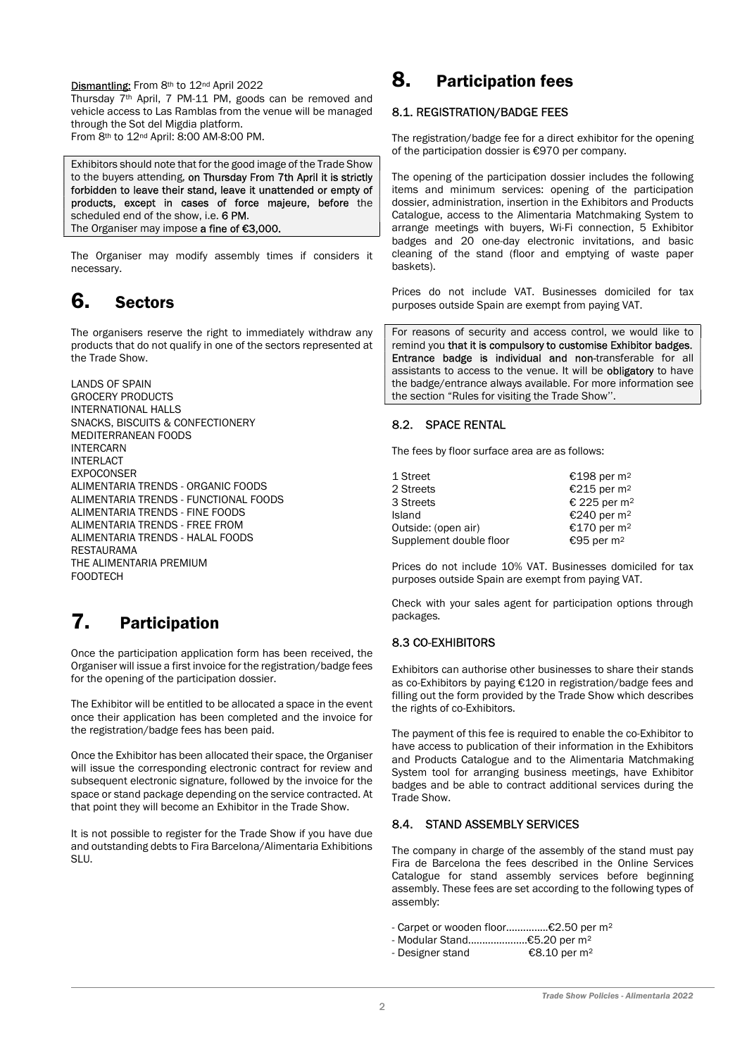**Dismantling:** From 8th to 12nd April 2022

Thursday 7th April, 7 PM-11 PM, goods can be removed and vehicle access to Las Ramblas from the venue will be managed through the Sot del Migdia platform.

From 8th to 12nd April: 8:00 AM-8:00 PM.

Exhibitors should note that for the good image of the Trade Show to the buyers attending, **on Thursday From 7th April it is strictly forbidden to leave their stand, leave it unattended or empty of products, except in cases of force majeure, before** the scheduled end of the show, i.e. **6 PM.**
The Organiser may impose **a fine of €3,000.**

The Organiser may modify assembly times if considers it necessary.

# 6. Sectors

The organisers reserve the right to immediately withdraw any products that do not qualify in one of the sectors represented at the Trade Show.

LANDS OF SPAIN
GROCERY PRODUCTS
INTERNATIONAL HALLS
SNACKS, BISCUITS & CONFECTIONERY
MEDITERRANEAN FOODS
INTERCARN
INTERLACT
EXPOCONSER
ALIMENTARIA TRENDS - ORGANIC FOODS
ALIMENTARIA TRENDS - FUNCTIONAL FOODS
ALIMENTARIA TRENDS - FINE FOODS
ALIMENTARIA TRENDS - FREE FROM
ALIMENTARIA TRENDS - HALAL FOODS
RESTAURAMA
THE ALIMENTARIA PREMIUM
FOODTECH

# 7. Participation

Once the participation application form has been received, the Organiser will issue a first invoice for the registration/badge fees for the opening of the participation dossier.

The Exhibitor will be entitled to be allocated a space in the event once their application has been completed and the invoice for the registration/badge fees has been paid.

Once the Exhibitor has been allocated their space, the Organiser will issue the corresponding electronic contract for review and subsequent electronic signature, followed by the invoice for the space or stand package depending on the service contracted. At that point they will become an Exhibitor in the Trade Show.

It is not possible to register for the Trade Show if you have due and outstanding debts to Fira Barcelona/Alimentaria Exhibitions SLU.

# 8. Participation fees

## 8.1. REGISTRATION/BADGE FEES

The registration/badge fee for a direct exhibitor for the opening of the participation dossier is €970 per company.

The opening of the participation dossier includes the following items and minimum services: opening of the participation dossier, administration, insertion in the Exhibitors and Products Catalogue, access to the Alimentaria Matchmaking System to arrange meetings with buyers, Wi-Fi connection, 5 Exhibitor badges and 20 one-day electronic invitations, and basic cleaning of the stand (floor and emptying of waste paper baskets).

Prices do not include VAT. Businesses domiciled for tax purposes outside Spain are exempt from paying VAT.

For reasons of security and access control, we would like to remind you **that it is compulsory to customise Exhibitor badges. Entrance badge is individual and non**-transferable for all assistants to access to the venue. It will be **obligatory** to have the badge/entrance always available. For more information see the section "Rules for visiting the Trade Show''.

## 8.2. SPACE RENTAL

The fees by floor surface area are as follows:

| | |
|---|---|
| 1 Street | €198 per m$^2$ |
| 2 Streets | €215 per m$^2$ |
| 3 Streets | € 225 per m$^2$ |
| Island | €240 per m$^2$ |
| Outside: (open air) | €170 per m$^2$ |
| Supplement double floor | €95 per m$^2$ |

Prices do not include 10% VAT. Businesses domiciled for tax purposes outside Spain are exempt from paying VAT.

Check with your sales agent for participation options through packages.

## 8.3 CO-EXHIBITORS

Exhibitors can authorise other businesses to share their stands as co-Exhibitors by paying €120 in registration/badge fees and filling out the form provided by the Trade Show which describes the rights of co-Exhibitors.

The payment of this fee is required to enable the co-Exhibitor to have access to publication of their information in the Exhibitors and Products Catalogue and to the Alimentaria Matchmaking System tool for arranging business meetings, have Exhibitor badges and be able to contract additional services during the Trade Show.

## 8.4. STAND ASSEMBLY SERVICES

The company in charge of the assembly of the stand must pay Fira de Barcelona the fees described in the Online Services Catalogue for stand assembly services before beginning assembly. These fees are set according to the following types of assembly:

- Carpet or wooden floor...............€2.50 per m$^2$
- Modular Stand.....................€5.20 per m$^2$
- Designer stand €8.10 per m$^2$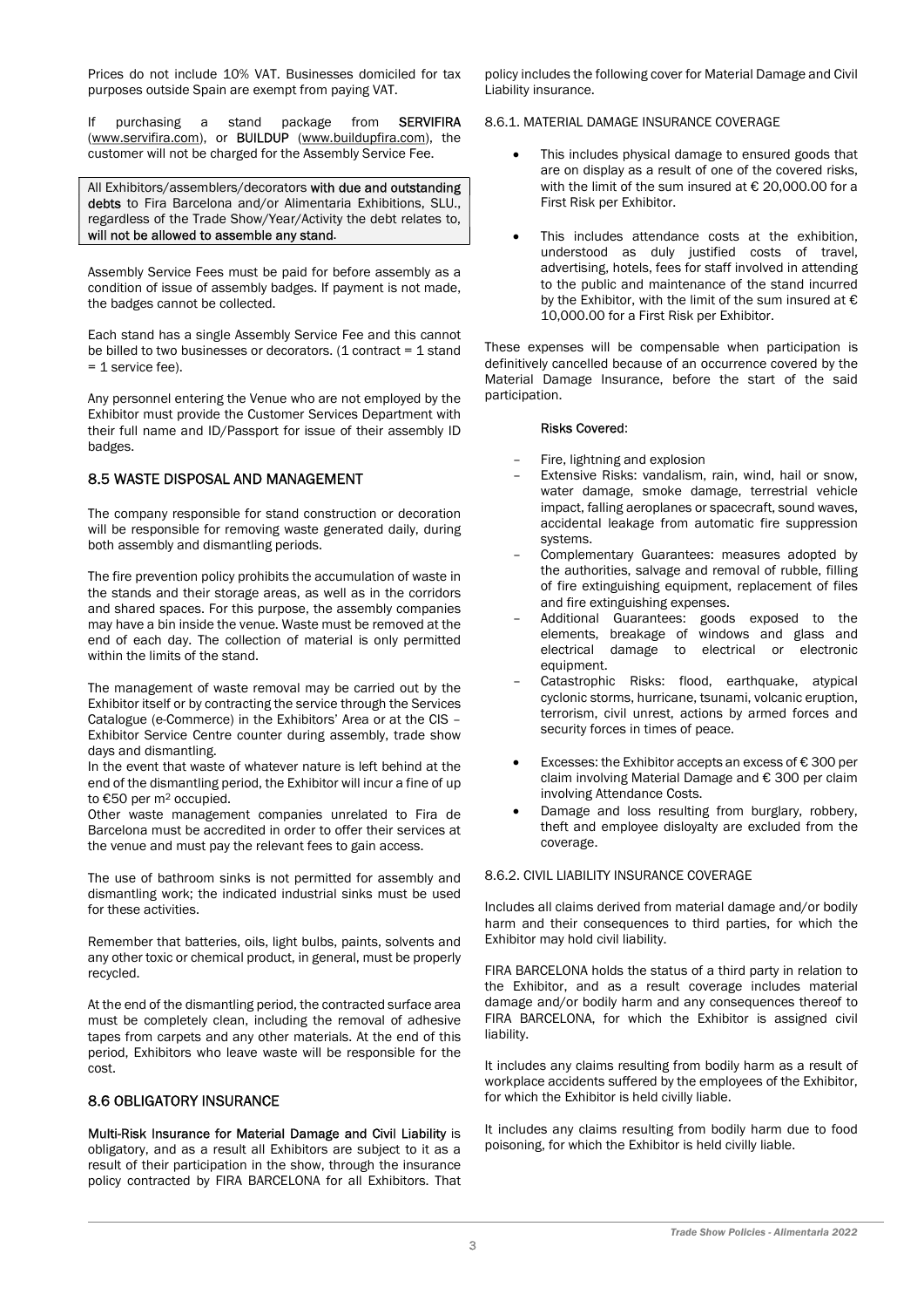Prices do not include 10% VAT. Businesses domiciled for tax purposes outside Spain are exempt from paying VAT.

If purchasing a stand package from **SERVIFIRA** (www.servifira.com), or **BUILDUP** (www.buildupfira.com), the customer will not be charged for the Assembly Service Fee.

All Exhibitors/assemblers/decorators **with due and outstanding debts** to Fira Barcelona and/or Alimentaria Exhibitions, SLU., regardless of the Trade Show/Year/Activity the debt relates to, **will not be allowed to assemble any stand**.

Assembly Service Fees must be paid for before assembly as a condition of issue of assembly badges. If payment is not made, the badges cannot be collected.

Each stand has a single Assembly Service Fee and this cannot be billed to two businesses or decorators. (1 contract = 1 stand = 1 service fee).

Any personnel entering the Venue who are not employed by the Exhibitor must provide the Customer Services Department with their full name and ID/Passport for issue of their assembly ID badges.

## 8.5 WASTE DISPOSAL AND MANAGEMENT

The company responsible for stand construction or decoration will be responsible for removing waste generated daily, during both assembly and dismantling periods.

The fire prevention policy prohibits the accumulation of waste in the stands and their storage areas, as well as in the corridors and shared spaces. For this purpose, the assembly companies may have a bin inside the venue. Waste must be removed at the end of each day. The collection of material is only permitted within the limits of the stand.

The management of waste removal may be carried out by the Exhibitor itself or by contracting the service through the Services Catalogue (e-Commerce) in the Exhibitors' Area or at the CIS – Exhibitor Service Centre counter during assembly, trade show days and dismantling.

In the event that waste of whatever nature is left behind at the end of the dismantling period, the Exhibitor will incur a fine of up to €50 per m$^2$ occupied.

Other waste management companies unrelated to Fira de Barcelona must be accredited in order to offer their services at the venue and must pay the relevant fees to gain access.

The use of bathroom sinks is not permitted for assembly and dismantling work; the indicated industrial sinks must be used for these activities.

Remember that batteries, oils, light bulbs, paints, solvents and any other toxic or chemical product, in general, must be properly recycled.

At the end of the dismantling period, the contracted surface area must be completely clean, including the removal of adhesive tapes from carpets and any other materials. At the end of this period, Exhibitors who leave waste will be responsible for the cost.

## 8.6 OBLIGATORY INSURANCE

**Multi-Risk Insurance for Material Damage and Civil Liability** is obligatory, and as a result all Exhibitors are subject to it as a result of their participation in the show, through the insurance policy contracted by FIRA BARCELONA for all Exhibitors. That policy includes the following cover for Material Damage and Civil Liability insurance.

### 8.6.1. MATERIAL DAMAGE INSURANCE COVERAGE

- This includes physical damage to ensured goods that are on display as a result of one of the covered risks, with the limit of the sum insured at € 20,000.00 for a First Risk per Exhibitor.
- This includes attendance costs at the exhibition, understood as duly justified costs of travel, advertising, hotels, fees for staff involved in attending to the public and maintenance of the stand incurred by the Exhibitor, with the limit of the sum insured at € 10,000.00 for a First Risk per Exhibitor.

These expenses will be compensable when participation is definitively cancelled because of an occurrence covered by the Material Damage Insurance, before the start of the said participation.

**Risks Covered:**

- Fire, lightning and explosion
- Extensive Risks: vandalism, rain, wind, hail or snow, water damage, smoke damage, terrestrial vehicle impact, falling aeroplanes or spacecraft, sound waves, accidental leakage from automatic fire suppression systems.
- Complementary Guarantees: measures adopted by the authorities, salvage and removal of rubble, filling of fire extinguishing equipment, replacement of files and fire extinguishing expenses.
- Additional Guarantees: goods exposed to the elements, breakage of windows and glass and electrical damage to electrical or electronic equipment.
- Catastrophic Risks: flood, earthquake, atypical cyclonic storms, hurricane, tsunami, volcanic eruption, terrorism, civil unrest, actions by armed forces and security forces in times of peace.

- Excesses: the Exhibitor accepts an excess of € 300 per claim involving Material Damage and € 300 per claim involving Attendance Costs.
- Damage and loss resulting from burglary, robbery, theft and employee disloyalty are excluded from the coverage.

### 8.6.2. CIVIL LIABILITY INSURANCE COVERAGE

Includes all claims derived from material damage and/or bodily harm and their consequences to third parties, for which the Exhibitor may hold civil liability.

FIRA BARCELONA holds the status of a third party in relation to the Exhibitor, and as a result coverage includes material damage and/or bodily harm and any consequences thereof to FIRA BARCELONA, for which the Exhibitor is assigned civil liability.

It includes any claims resulting from bodily harm as a result of workplace accidents suffered by the employees of the Exhibitor, for which the Exhibitor is held civilly liable.

It includes any claims resulting from bodily harm due to food poisoning, for which the Exhibitor is held civilly liable.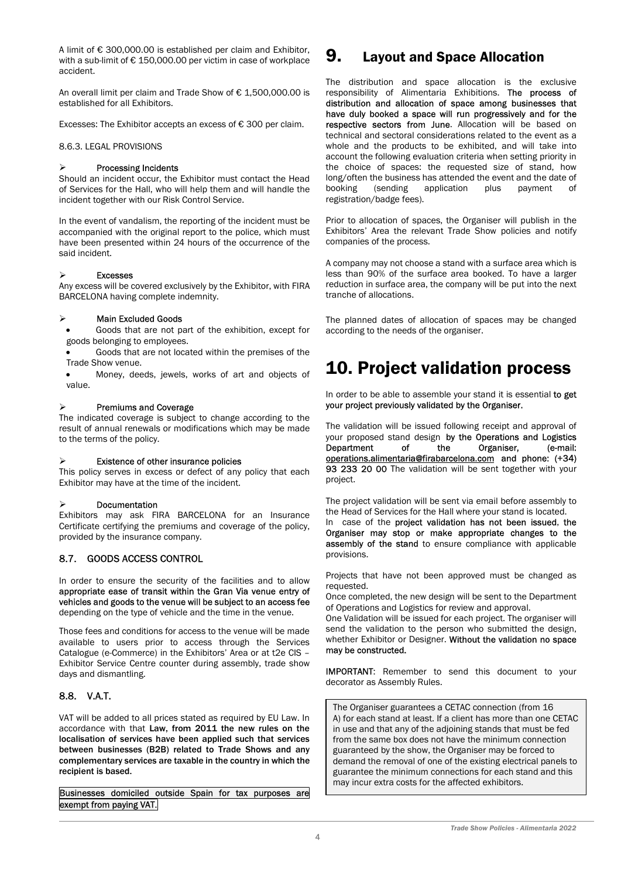A limit of € 300,000.00 is established per claim and Exhibitor, with a sub-limit of € 150,000.00 per victim in case of workplace accident.

An overall limit per claim and Trade Show of € 1,500,000.00 is established for all Exhibitors.

Excesses: The Exhibitor accepts an excess of € 300 per claim.

8.6.3. LEGAL PROVISIONS

- **Processing Incidents**

Should an incident occur, the Exhibitor must contact the Head of Services for the Hall, who will help them and will handle the incident together with our Risk Control Service.

In the event of vandalism, the reporting of the incident must be accompanied with the original report to the police, which must have been presented within 24 hours of the occurrence of the said incident.

- **Excesses**

Any excess will be covered exclusively by the Exhibitor, with FIRA BARCELONA having complete indemnity.

- **Main Excluded Goods**
  - Goods that are not part of the exhibition, except for goods belonging to employees.
  - Goods that are not located within the premises of the Trade Show venue.
  - Money, deeds, jewels, works of art and objects of value.

- **Premiums and Coverage**

The indicated coverage is subject to change according to the result of annual renewals or modifications which may be made to the terms of the policy.

- **Existence of other insurance policies**

This policy serves in excess or defect of any policy that each Exhibitor may have at the time of the incident.

- **Documentation**

Exhibitors may ask FIRA BARCELONA for an Insurance Certificate certifying the premiums and coverage of the policy, provided by the insurance company.

### 8.7. GOODS ACCESS CONTROL

In order to ensure the security of the facilities and to allow **appropriate ease of transit within the Gran Via venue entry of vehicles and goods to the venue will be subject to an access fee** depending on the type of vehicle and the time in the venue.

Those fees and conditions for access to the venue will be made available to users prior to access through the Services Catalogue (e-Commerce) in the Exhibitors' Area or at t2e CIS – Exhibitor Service Centre counter during assembly, trade show days and dismantling.

### 8.8. V.A.T.

VAT will be added to all prices stated as required by EU Law. In accordance with that **Law, from 2011 the new rules on the localisation of services have been applied such that services between businesses (B2B) related to Trade Shows and any complementary services are taxable in the country in which the recipient is based.**

Businesses domiciled outside Spain for tax purposes are exempt from paying VAT.

# 9. Layout and Space Allocation

The distribution and space allocation is the exclusive responsibility of Alimentaria Exhibitions. **The process of distribution and allocation of space among businesses that have duly booked a space will run progressively and for the respective sectors from June**. Allocation will be based on technical and sectoral considerations related to the event as a whole and the products to be exhibited, and will take into account the following evaluation criteria when setting priority in the choice of spaces: the requested size of stand, how long/often the business has attended the event and the date of booking (sending application plus payment of registration/badge fees).

Prior to allocation of spaces, the Organiser will publish in the Exhibitors' Area the relevant Trade Show policies and notify companies of the process.

A company may not choose a stand with a surface area which is less than 90% of the surface area booked. To have a larger reduction in surface area, the company will be put into the next tranche of allocations.

The planned dates of allocation of spaces may be changed according to the needs of the organiser.

# 10. Project validation process

In order to be able to assemble your stand it is essential **to get your project previously validated by the Organiser.**

The validation will be issued following receipt and approval of your proposed stand design **by the Operations and Logistics Department of the Organiser, (e-mail: operations.alimentaria@firabarcelona.com and phone: (+34) 93 233 20 00** The validation will be sent together with your project.

The project validation will be sent via email before assembly to the Head of Services for the Hall where your stand is located.
In case of the **project validation has not been issued**, **the Organiser may stop or make appropriate changes to the assembly of the stand** to ensure compliance with applicable provisions.

Projects that have not been approved must be changed as requested.
Once completed, the new design will be sent to the Department of Operations and Logistics for review and approval.
One Validation will be issued for each project. The organiser will send the validation to the person who submitted the design, whether Exhibitor or Designer. **Without the validation no space may be constructed.**

**IMPORTANT**: Remember to send this document to your decorator as Assembly Rules.

The Organiser guarantees a CETAC connection (from 16 A) for each stand at least. If a client has more than one CETAC in use and that any of the adjoining stands that must be fed from the same box does not have the minimum connection guaranteed by the show, the Organiser may be forced to demand the removal of one of the existing electrical panels to guarantee the minimum connections for each stand and this may incur extra costs for the affected exhibitors.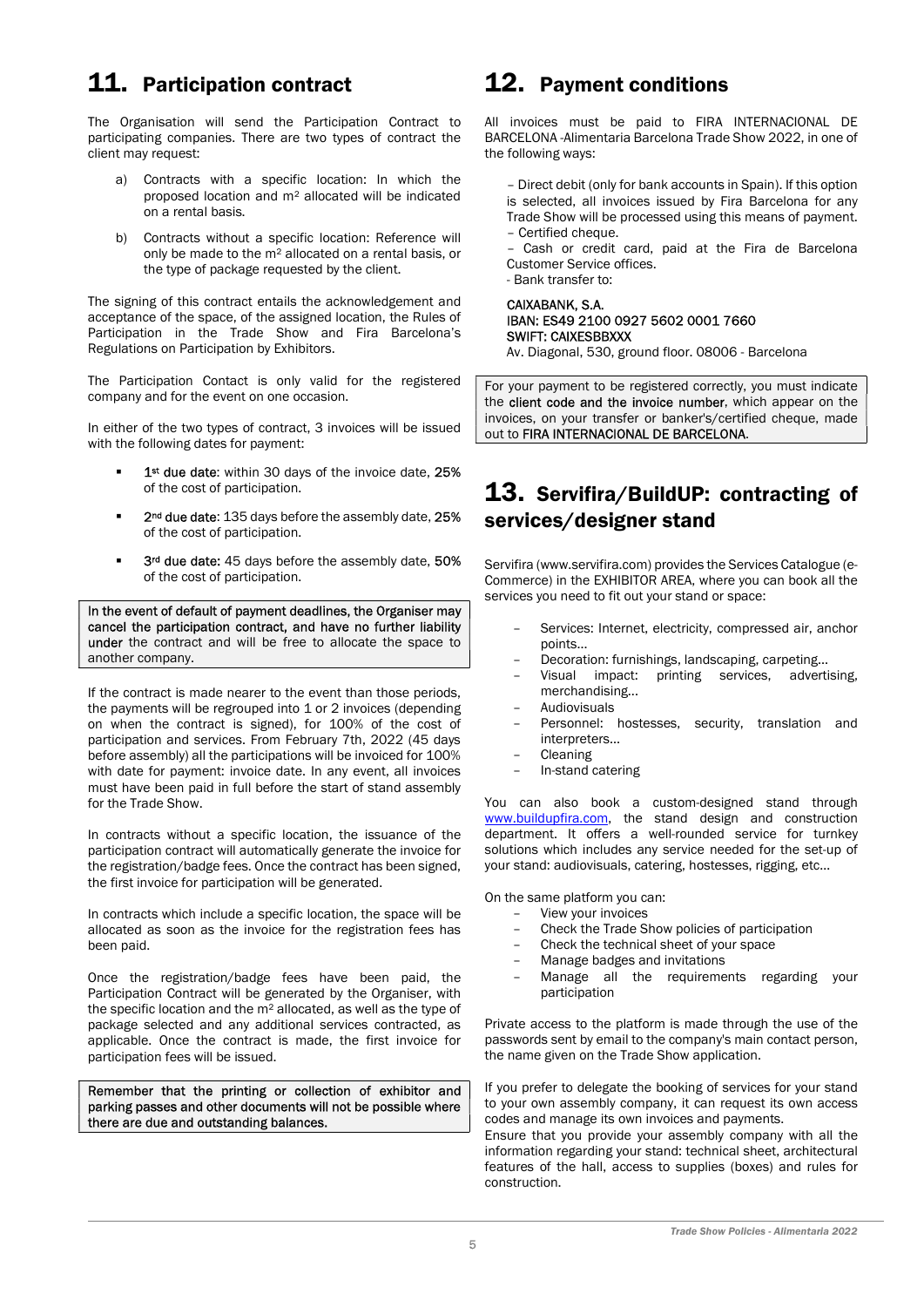## 11. Participation contract

The Organisation will send the Participation Contract to participating companies. There are two types of contract the client may request:

a) Contracts with a specific location: In which the proposed location and m² allocated will be indicated on a rental basis.

b) Contracts without a specific location: Reference will only be made to the m² allocated on a rental basis, or the type of package requested by the client.

The signing of this contract entails the acknowledgement and acceptance of the space, of the assigned location, the Rules of Participation in the Trade Show and Fira Barcelona's Regulations on Participation by Exhibitors.

The Participation Contact is only valid for the registered company and for the event on one occasion.

In either of the two types of contract, 3 invoices will be issued with the following dates for payment:

- 1st due date: within 30 days of the invoice date, **25%** of the cost of participation.
- 2nd due date: 135 days before the assembly date, **25%** of the cost of participation.
- 3rd due date: 45 days before the assembly date, **50%** of the cost of participation.

In the event of default of payment deadlines, the Organiser may cancel the participation contract, and have no further liability under the contract and will be free to allocate the space to another company.

If the contract is made nearer to the event than those periods, the payments will be regrouped into 1 or 2 invoices (depending on when the contract is signed), for 100% of the cost of participation and services. From February 7th, 2022 (45 days before assembly) all the participations will be invoiced for 100% with date for payment: invoice date. In any event, all invoices must have been paid in full before the start of stand assembly for the Trade Show.

In contracts without a specific location, the issuance of the participation contract will automatically generate the invoice for the registration/badge fees. Once the contract has been signed, the first invoice for participation will be generated.

In contracts which include a specific location, the space will be allocated as soon as the invoice for the registration fees has been paid.

Once the registration/badge fees have been paid, the Participation Contract will be generated by the Organiser, with the specific location and the m² allocated, as well as the type of package selected and any additional services contracted, as applicable. Once the contract is made, the first invoice for participation fees will be issued.

Remember that the printing or collection of exhibitor and parking passes and other documents will not be possible where there are due and outstanding balances.

## 12. Payment conditions

All invoices must be paid to FIRA INTERNACIONAL DE BARCELONA -Alimentaria Barcelona Trade Show 2022, in one of the following ways:

– Direct debit (only for bank accounts in Spain). If this option is selected, all invoices issued by Fira Barcelona for any Trade Show will be processed using this means of payment.
– Certified cheque.
– Cash or credit card, paid at the Fira de Barcelona Customer Service offices.
- Bank transfer to:

CAIXABANK, S.A.
IBAN: ES49 2100 0927 5602 0001 7660
SWIFT: CAIXESBBXXX
Av. Diagonal, 530, ground floor. 08006 - Barcelona

For your payment to be registered correctly, you must indicate the client code and the invoice number, which appear on the invoices, on your transfer or banker's/certified cheque, made out to FIRA INTERNACIONAL DE BARCELONA.

## 13. Servifira/BuildUP: contracting of services/designer stand

Servifira (www.servifira.com) provides the Services Catalogue (e-Commerce) in the EXHIBITOR AREA, where you can book all the services you need to fit out your stand or space:

- Services: Internet, electricity, compressed air, anchor points...
- Decoration: furnishings, landscaping, carpeting...
- Visual impact: printing services, advertising, merchandising...
- Audiovisuals
- Personnel: hostesses, security, translation and interpreters...
- Cleaning
- In-stand catering

You can also book a custom-designed stand through www.buildupfira.com, the stand design and construction department. It offers a well-rounded service for turnkey solutions which includes any service needed for the set-up of your stand: audiovisuals, catering, hostesses, rigging, etc...

On the same platform you can:

- View your invoices
- Check the Trade Show policies of participation
- Check the technical sheet of your space
- Manage badges and invitations
- Manage all the requirements regarding your participation

Private access to the platform is made through the use of the passwords sent by email to the company's main contact person, the name given on the Trade Show application.

If you prefer to delegate the booking of services for your stand to your own assembly company, it can request its own access codes and manage its own invoices and payments.
Ensure that you provide your assembly company with all the information regarding your stand: technical sheet, architectural features of the hall, access to supplies (boxes) and rules for construction.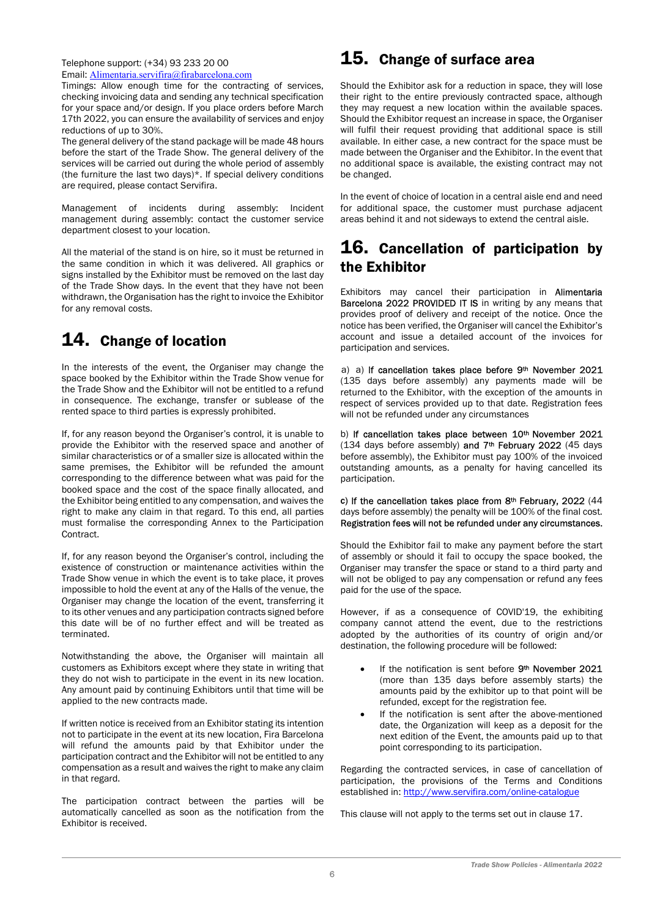Telephone support: (+34) 93 233 20 00
Email: Alimentaria.servifira@firabarcelona.com
Timings: Allow enough time for the contracting of services, checking invoicing data and sending any technical specification for your space and/or design. If you place orders before March 17th 2022, you can ensure the availability of services and enjoy reductions of up to 30%.
The general delivery of the stand package will be made 48 hours before the start of the Trade Show. The general delivery of the services will be carried out during the whole period of assembly (the furniture the last two days)*. If special delivery conditions are required, please contact Servifira.

Management of incidents during assembly: Incident management during assembly: contact the customer service department closest to your location.

All the material of the stand is on hire, so it must be returned in the same condition in which it was delivered. All graphics or signs installed by the Exhibitor must be removed on the last day of the Trade Show days. In the event that they have not been withdrawn, the Organisation has the right to invoice the Exhibitor for any removal costs.

## 14. Change of location

In the interests of the event, the Organiser may change the space booked by the Exhibitor within the Trade Show venue for the Trade Show and the Exhibitor will not be entitled to a refund in consequence. The exchange, transfer or sublease of the rented space to third parties is expressly prohibited.

If, for any reason beyond the Organiser's control, it is unable to provide the Exhibitor with the reserved space and another of similar characteristics or of a smaller size is allocated within the same premises, the Exhibitor will be refunded the amount corresponding to the difference between what was paid for the booked space and the cost of the space finally allocated, and the Exhibitor being entitled to any compensation, and waives the right to make any claim in that regard. To this end, all parties must formalise the corresponding Annex to the Participation Contract.

If, for any reason beyond the Organiser's control, including the existence of construction or maintenance activities within the Trade Show venue in which the event is to take place, it proves impossible to hold the event at any of the Halls of the venue, the Organiser may change the location of the event, transferring it to its other venues and any participation contracts signed before this date will be of no further effect and will be treated as terminated.

Notwithstanding the above, the Organiser will maintain all customers as Exhibitors except where they state in writing that they do not wish to participate in the event in its new location. Any amount paid by continuing Exhibitors until that time will be applied to the new contracts made.

If written notice is received from an Exhibitor stating its intention not to participate in the event at its new location, Fira Barcelona will refund the amounts paid by that Exhibitor under the participation contract and the Exhibitor will not be entitled to any compensation as a result and waives the right to make any claim in that regard.

The participation contract between the parties will be automatically cancelled as soon as the notification from the Exhibitor is received.

## 15. Change of surface area

Should the Exhibitor ask for a reduction in space, they will lose their right to the entire previously contracted space, although they may request a new location within the available spaces. Should the Exhibitor request an increase in space, the Organiser will fulfil their request providing that additional space is still available. In either case, a new contract for the space must be made between the Organiser and the Exhibitor. In the event that no additional space is available, the existing contract may not be changed.

In the event of choice of location in a central aisle end and need for additional space, the customer must purchase adjacent areas behind it and not sideways to extend the central aisle.

## 16. Cancellation of participation by the Exhibitor

Exhibitors may cancel their participation in Alimentaria Barcelona 2022 PROVIDED IT IS in writing by any means that provides proof of delivery and receipt of the notice. Once the notice has been verified, the Organiser will cancel the Exhibitor's account and issue a detailed account of the invoices for participation and services.

a) a) If cancellation takes place before 9th November 2021 (135 days before assembly) any payments made will be returned to the Exhibitor, with the exception of the amounts in respect of services provided up to that date. Registration fees will not be refunded under any circumstances

b) If cancellation takes place between 10th November 2021 (134 days before assembly) and 7th February 2022 (45 days before assembly), the Exhibitor must pay 100% of the invoiced outstanding amounts, as a penalty for having cancelled its participation.

c) If the cancellation takes place from 8th February, 2022 (44 days before assembly) the penalty will be 100% of the final cost. Registration fees will not be refunded under any circumstances.

Should the Exhibitor fail to make any payment before the start of assembly or should it fail to occupy the space booked, the Organiser may transfer the space or stand to a third party and will not be obliged to pay any compensation or refund any fees paid for the use of the space.

However, if as a consequence of COVID'19, the exhibiting company cannot attend the event, due to the restrictions adopted by the authorities of its country of origin and/or destination, the following procedure will be followed:

- If the notification is sent before 9th November 2021 (more than 135 days before assembly starts) the amounts paid by the exhibitor up to that point will be refunded, except for the registration fee.
- If the notification is sent after the above-mentioned date, the Organization will keep as a deposit for the next edition of the Event, the amounts paid up to that point corresponding to its participation.

Regarding the contracted services, in case of cancellation of participation, the provisions of the Terms and Conditions established in: http://www.servifira.com/online-catalogue

This clause will not apply to the terms set out in clause 17.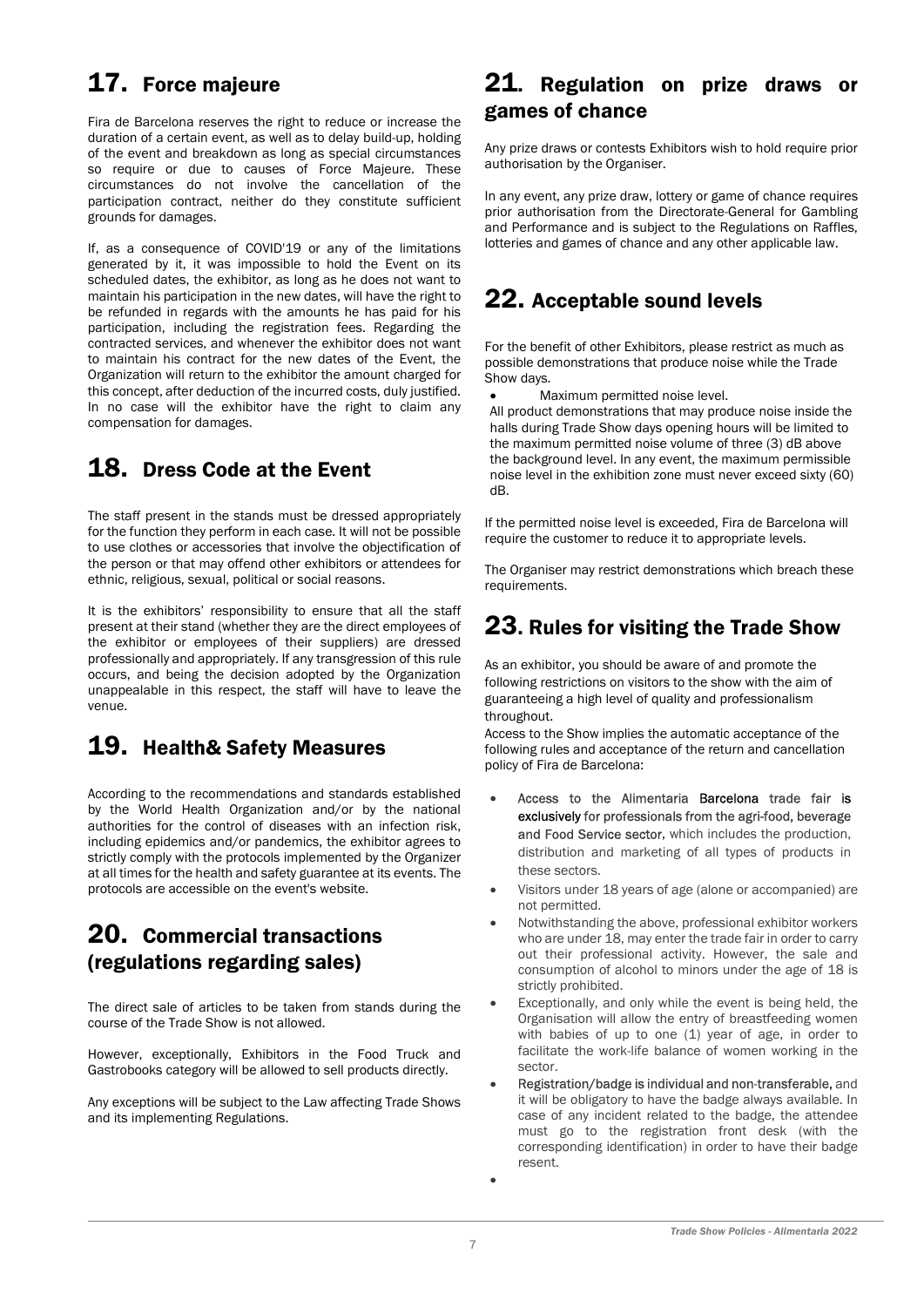## 17. Force majeure

Fira de Barcelona reserves the right to reduce or increase the duration of a certain event, as well as to delay build-up, holding of the event and breakdown as long as special circumstances so require or due to causes of Force Majeure. These circumstances do not involve the cancellation of the participation contract, neither do they constitute sufficient grounds for damages.

If, as a consequence of COVID'19 or any of the limitations generated by it, it was impossible to hold the Event on its scheduled dates, the exhibitor, as long as he does not want to maintain his participation in the new dates, will have the right to be refunded in regards with the amounts he has paid for his participation, including the registration fees. Regarding the contracted services, and whenever the exhibitor does not want to maintain his contract for the new dates of the Event, the Organization will return to the exhibitor the amount charged for this concept, after deduction of the incurred costs, duly justified. In no case will the exhibitor have the right to claim any compensation for damages.

## 18. Dress Code at the Event

The staff present in the stands must be dressed appropriately for the function they perform in each case. It will not be possible to use clothes or accessories that involve the objectification of the person or that may offend other exhibitors or attendees for ethnic, religious, sexual, political or social reasons.

It is the exhibitors' responsibility to ensure that all the staff present at their stand (whether they are the direct employees of the exhibitor or employees of their suppliers) are dressed professionally and appropriately. If any transgression of this rule occurs, and being the decision adopted by the Organization unappealable in this respect, the staff will have to leave the venue.

## 19. Health& Safety Measures

According to the recommendations and standards established by the World Health Organization and/or by the national authorities for the control of diseases with an infection risk, including epidemics and/or pandemics, the exhibitor agrees to strictly comply with the protocols implemented by the Organizer at all times for the health and safety guarantee at its events. The protocols are accessible on the event's website.

## 20. Commercial transactions (regulations regarding sales)

The direct sale of articles to be taken from stands during the course of the Trade Show is not allowed.

However, exceptionally, Exhibitors in the Food Truck and Gastrobooks category will be allowed to sell products directly.

Any exceptions will be subject to the Law affecting Trade Shows and its implementing Regulations.

## 21. Regulation on prize draws or games of chance

Any prize draws or contests Exhibitors wish to hold require prior authorisation by the Organiser.

In any event, any prize draw, lottery or game of chance requires prior authorisation from the Directorate-General for Gambling and Performance and is subject to the Regulations on Raffles, lotteries and games of chance and any other applicable law.

## 22. Acceptable sound levels

For the benefit of other Exhibitors, please restrict as much as possible demonstrations that produce noise while the Trade Show days.

- Maximum permitted noise level.

All product demonstrations that may produce noise inside the halls during Trade Show days opening hours will be limited to the maximum permitted noise volume of three (3) dB above the background level. In any event, the maximum permissible noise level in the exhibition zone must never exceed sixty (60) dB.

If the permitted noise level is exceeded, Fira de Barcelona will require the customer to reduce it to appropriate levels.

The Organiser may restrict demonstrations which breach these requirements.

## 23. Rules for visiting the Trade Show

As an exhibitor, you should be aware of and promote the following restrictions on visitors to the show with the aim of guaranteeing a high level of quality and professionalism throughout.

Access to the Show implies the automatic acceptance of the following rules and acceptance of the return and cancellation policy of Fira de Barcelona:

- **Access to the Alimentaria Barcelona trade fair is exclusively for professionals from the agri-food, beverage and Food Service sector,** which includes the production, distribution and marketing of all types of products in these sectors.
- Visitors under 18 years of age (alone or accompanied) are not permitted.
- Notwithstanding the above, professional exhibitor workers who are under 18, may enter the trade fair in order to carry out their professional activity. However, the sale and consumption of alcohol to minors under the age of 18 is strictly prohibited.
- Exceptionally, and only while the event is being held, the Organisation will allow the entry of breastfeeding women with babies of up to one (1) year of age, in order to facilitate the work-life balance of women working in the sector.
- **Registration/badge is individual and non-transferable,** and it will be obligatory to have the badge always available. In case of any incident related to the badge, the attendee must go to the registration front desk (with the corresponding identification) in order to have their badge resent.
-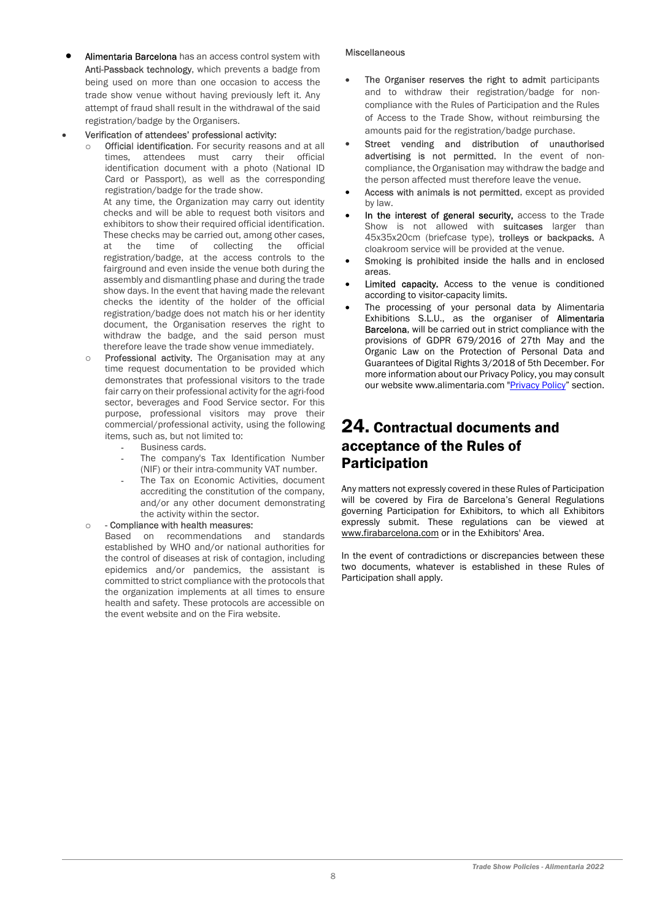- **Alimentaria Barcelona** has an access control system with **Anti-Passback technology**, which prevents a badge from being used on more than one occasion to access the trade show venue without having previously left it. Any attempt of fraud shall result in the withdrawal of the said registration/badge by the Organisers.
- **Verification of attendees' professional activity:**
  - **Official identification.** For security reasons and at all times, attendees must carry their official identification document with a photo (National ID Card or Passport), as well as the corresponding registration/badge for the trade show.
    At any time, the Organization may carry out identity checks and will be able to request both visitors and exhibitors to show their required official identification. These checks may be carried out, among other cases, at the time of collecting the official registration/badge, at the access controls to the fairground and even inside the venue both during the assembly and dismantling phase and during the trade show days. In the event that having made the relevant checks the identity of the holder of the official registration/badge does not match his or her identity document, the Organisation reserves the right to withdraw the badge, and the said person must therefore leave the trade show venue immediately.
  - **Professional activity.** The Organisation may at any time request documentation to be provided which demonstrates that professional visitors to the trade fair carry on their professional activity for the agri-food sector, beverages and Food Service sector. For this purpose, professional visitors may prove their commercial/professional activity, using the following items, such as, but not limited to:
    - Business cards.
    - The company's Tax Identification Number (NIF) or their intra-community VAT number.
    - The Tax on Economic Activities, document accrediting the constitution of the company, and/or any other document demonstrating the activity within the sector.
  - **- Compliance with health measures:**
    Based on recommendations and standards established by WHO and/or national authorities for the control of diseases at risk of contagion, including epidemics and/or pandemics, the assistant is committed to strict compliance with the protocols that the organization implements at all times to ensure health and safety. These protocols are accessible on the event website and on the Fira website.

Miscellaneous

- **The Organiser reserves the right to admit** participants and to withdraw their registration/badge for non-compliance with the Rules of Participation and the Rules of Access to the Trade Show, without reimbursing the amounts paid for the registration/badge purchase.
- **Street vending and distribution of unauthorised advertising is not permitted.** In the event of non-compliance, the Organisation may withdraw the badge and the person affected must therefore leave the venue.
- **Access with animals is not permitted**, except as provided by law.
- **In the interest of general security,** access to the Trade Show is not allowed with **suitcases** larger than 45x35x20cm (briefcase type), **trolleys or backpacks.** A cloakroom service will be provided at the venue.
- **Smoking is prohibited** inside the halls and in enclosed areas.
- **Limited capacity.** Access to the venue is conditioned according to visitor-capacity limits.
- The processing of your personal data by Alimentaria Exhibitions S.L.U., as the organiser of **Alimentaria Barcelona**, will be carried out in strict compliance with the provisions of GDPR 679/2016 of 27th May and the Organic Law on the Protection of Personal Data and Guarantees of Digital Rights 3/2018 of 5th December. For more information about our Privacy Policy, you may consult our website www.alimentaria.com "Privacy Policy" section.

# 24. Contractual documents and acceptance of the Rules of Participation

Any matters not expressly covered in these Rules of Participation will be covered by Fira de Barcelona's General Regulations governing Participation for Exhibitors, to which all Exhibitors expressly submit. These regulations can be viewed at www.firabarcelona.com or in the Exhibitors' Area.

In the event of contradictions or discrepancies between these two documents, whatever is established in these Rules of Participation shall apply.